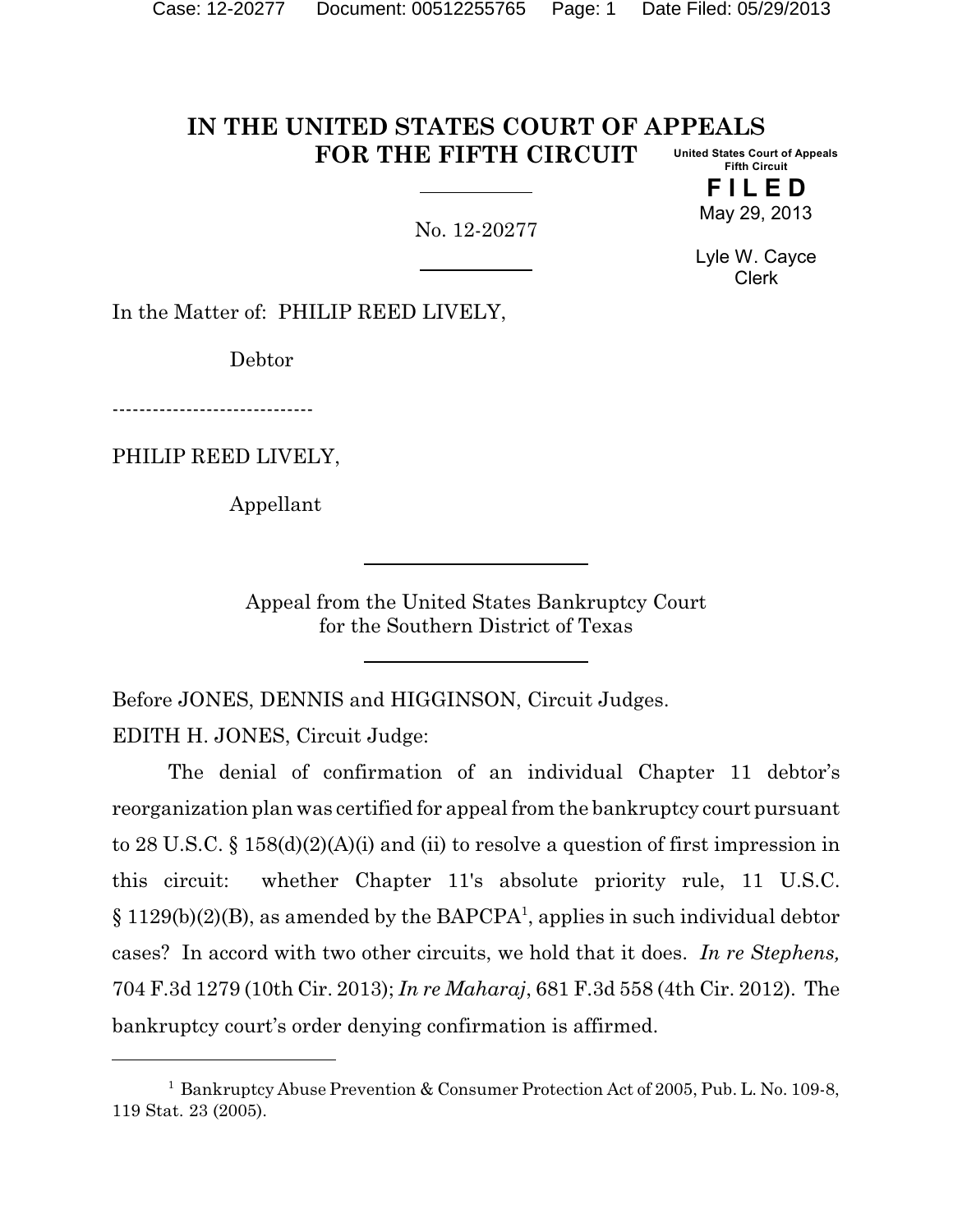# IN THE UNITED STATES COURT OF APPEALS FOR THE FIFTH CIRCUIT

United States Court of Appeals
Fifth Circuit

**F I L E D**

May 29, 2013

Lyle W. Cayce
Clerk

No. 12-20277

In the Matter of: PHILIP REED LIVELY,

Debtor

------------------------------

PHILIP REED LIVELY,

Appellant

Appeal from the United States Bankruptcy Court
for the Southern District of Texas

Before JONES, DENNIS and HIGGINSON, Circuit Judges.

EDITH H. JONES, Circuit Judge:

The denial of confirmation of an individual Chapter 11 debtor's reorganization plan was certified for appeal from the bankruptcy court pursuant to 28 U.S.C. § 158(d)(2)(A)(i) and (ii) to resolve a question of first impression in this circuit: whether Chapter 11's absolute priority rule, 11 U.S.C. § 1129(b)(2)(B), as amended by the BAPCPA[1], applies in such individual debtor cases? In accord with two other circuits, we hold that it does. *In re Stephens,* 704 F.3d 1279 (10th Cir. 2013); *In re Maharaj*, 681 F.3d 558 (4th Cir. 2012). The bankruptcy court's order denying confirmation is affirmed.

[1] Bankruptcy Abuse Prevention & Consumer Protection Act of 2005, Pub. L. No. 109-8, 119 Stat. 23 (2005).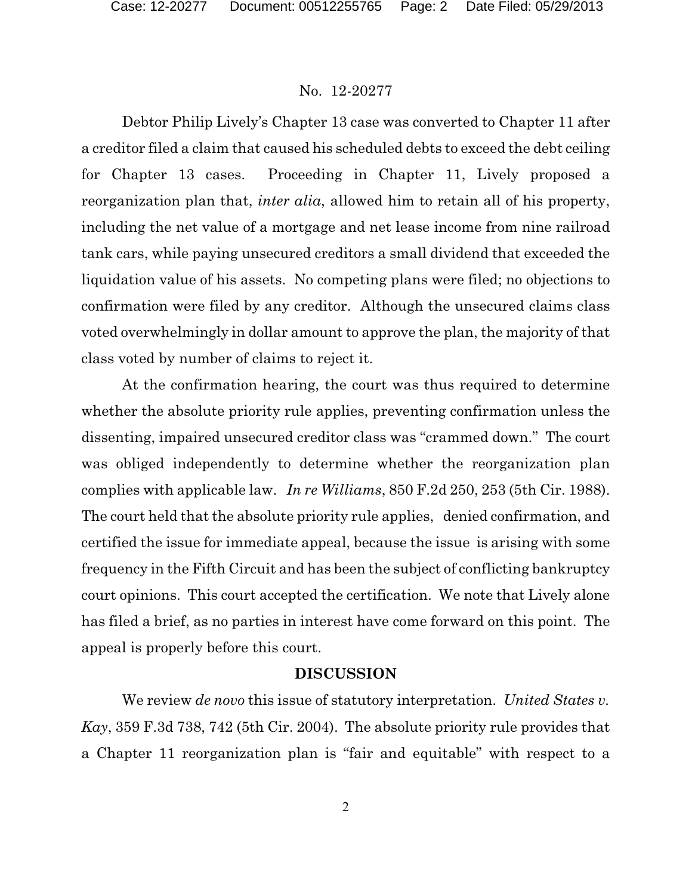No. 12-20277

Debtor Philip Lively's Chapter 13 case was converted to Chapter 11 after a creditor filed a claim that caused his scheduled debts to exceed the debt ceiling for Chapter 13 cases. Proceeding in Chapter 11, Lively proposed a reorganization plan that, *inter alia*, allowed him to retain all of his property, including the net value of a mortgage and net lease income from nine railroad tank cars, while paying unsecured creditors a small dividend that exceeded the liquidation value of his assets. No competing plans were filed; no objections to confirmation were filed by any creditor. Although the unsecured claims class voted overwhelmingly in dollar amount to approve the plan, the majority of that class voted by number of claims to reject it.

At the confirmation hearing, the court was thus required to determine whether the absolute priority rule applies, preventing confirmation unless the dissenting, impaired unsecured creditor class was "crammed down." The court was obliged independently to determine whether the reorganization plan complies with applicable law. *In re Williams*, 850 F.2d 250, 253 (5th Cir. 1988). The court held that the absolute priority rule applies, denied confirmation, and certified the issue for immediate appeal, because the issue is arising with some frequency in the Fifth Circuit and has been the subject of conflicting bankruptcy court opinions. This court accepted the certification. We note that Lively alone has filed a brief, as no parties in interest have come forward on this point. The appeal is properly before this court.

**DISCUSSION**

We review *de novo* this issue of statutory interpretation. *United States v. Kay*, 359 F.3d 738, 742 (5th Cir. 2004). The absolute priority rule provides that a Chapter 11 reorganization plan is "fair and equitable" with respect to a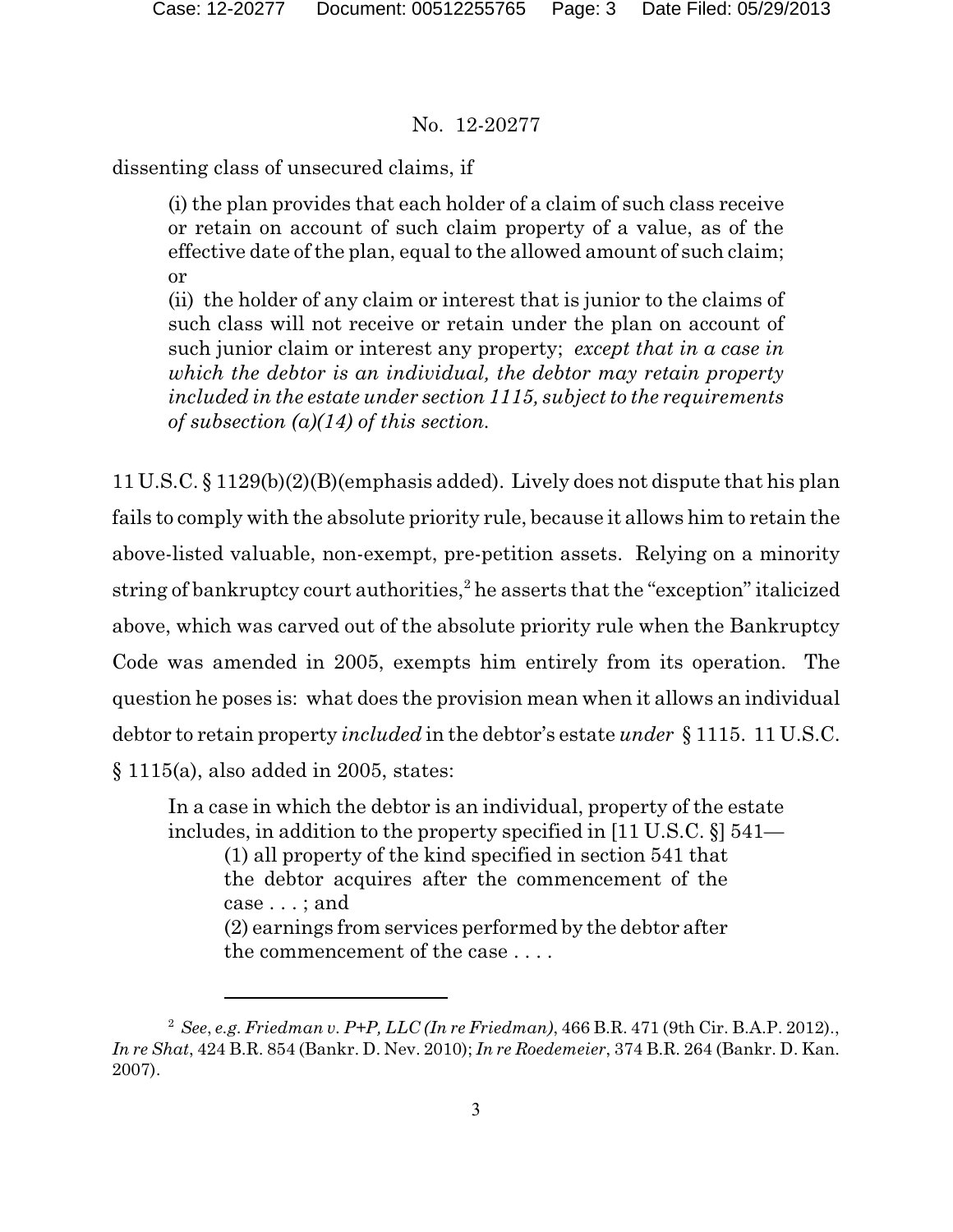dissenting class of unsecured claims, if

> (i) the plan provides that each holder of a claim of such class receive or retain on account of such claim property of a value, as of the effective date of the plan, equal to the allowed amount of such claim; or
>
> (ii) the holder of any claim or interest that is junior to the claims of such class will not receive or retain under the plan on account of such junior claim or interest any property; *except that in a case in which the debtor is an individual, the debtor may retain property included in the estate under section 1115, subject to the requirements of subsection (a)(14) of this section.*

11 U.S.C. § 1129(b)(2)(B)(emphasis added). Lively does not dispute that his plan fails to comply with the absolute priority rule, because it allows him to retain the above-listed valuable, non-exempt, pre-petition assets. Relying on a minority string of bankruptcy court authorities,[2] he asserts that the "exception" italicized above, which was carved out of the absolute priority rule when the Bankruptcy Code was amended in 2005, exempts him entirely from its operation. The question he poses is: what does the provision mean when it allows an individual debtor to retain property *included* in the debtor's estate *under* § 1115. 11 U.S.C. § 1115(a), also added in 2005, states:

> In a case in which the debtor is an individual, property of the estate includes, in addition to the property specified in [11 U.S.C. §] 541—
>
> (1) all property of the kind specified in section 541 that the debtor acquires after the commencement of the case . . . ; and
>
> (2) earnings from services performed by the debtor after the commencement of the case . . . .

---

[2] *See*, *e.g. Friedman v. P+P, LLC (In re Friedman)*, 466 B.R. 471 (9th Cir. B.A.P. 2012)., *In re Shat*, 424 B.R. 854 (Bankr. D. Nev. 2010); *In re Roedemeier*, 374 B.R. 264 (Bankr. D. Kan. 2007).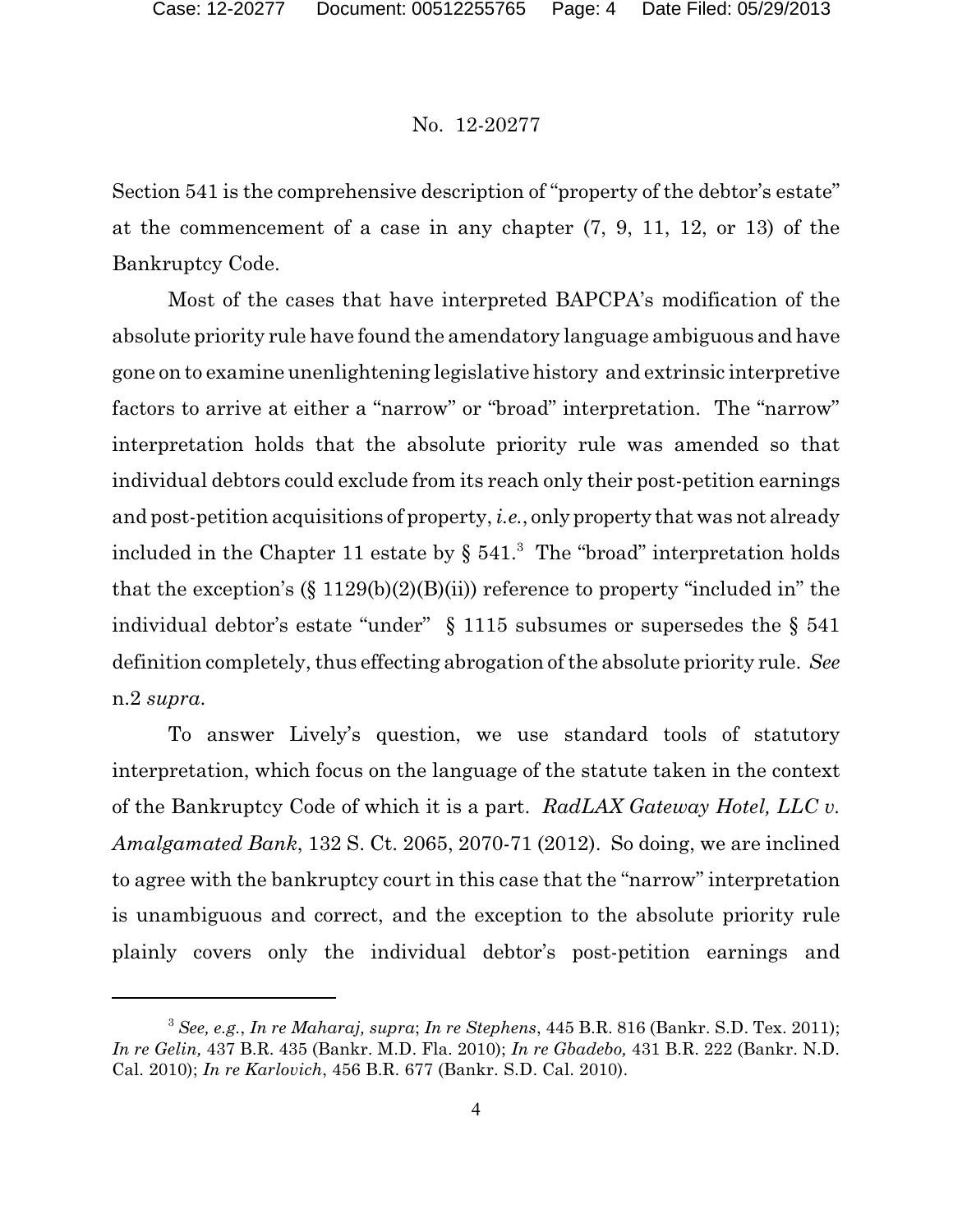Section 541 is the comprehensive description of "property of the debtor's estate" at the commencement of a case in any chapter (7, 9, 11, 12, or 13) of the Bankruptcy Code.

Most of the cases that have interpreted BAPCPA's modification of the absolute priority rule have found the amendatory language ambiguous and have gone on to examine unenlightening legislative history and extrinsic interpretive factors to arrive at either a "narrow" or "broad" interpretation. The "narrow" interpretation holds that the absolute priority rule was amended so that individual debtors could exclude from its reach only their post-petition earnings and post-petition acquisitions of property, *i.e.*, only property that was not already included in the Chapter 11 estate by § 541.[3] The "broad" interpretation holds that the exception's (§ 1129(b)(2)(B)(ii)) reference to property "included in" the individual debtor's estate "under" § 1115 subsumes or supersedes the § 541 definition completely, thus effecting abrogation of the absolute priority rule. *See* n.2 *supra*.

To answer Lively's question, we use standard tools of statutory interpretation, which focus on the language of the statute taken in the context of the Bankruptcy Code of which it is a part. *RadLAX Gateway Hotel, LLC v. Amalgamated Bank*, 132 S. Ct. 2065, 2070-71 (2012). So doing, we are inclined to agree with the bankruptcy court in this case that the "narrow" interpretation is unambiguous and correct, and the exception to the absolute priority rule plainly covers only the individual debtor's post-petition earnings and

---

[3] *See, e.g.*, *In re Maharaj, supra*; *In re Stephens*, 445 B.R. 816 (Bankr. S.D. Tex. 2011); *In re Gelin,* 437 B.R. 435 (Bankr. M.D. Fla. 2010); *In re Gbadebo,* 431 B.R. 222 (Bankr. N.D. Cal. 2010); *In re Karlovich*, 456 B.R. 677 (Bankr. S.D. Cal. 2010).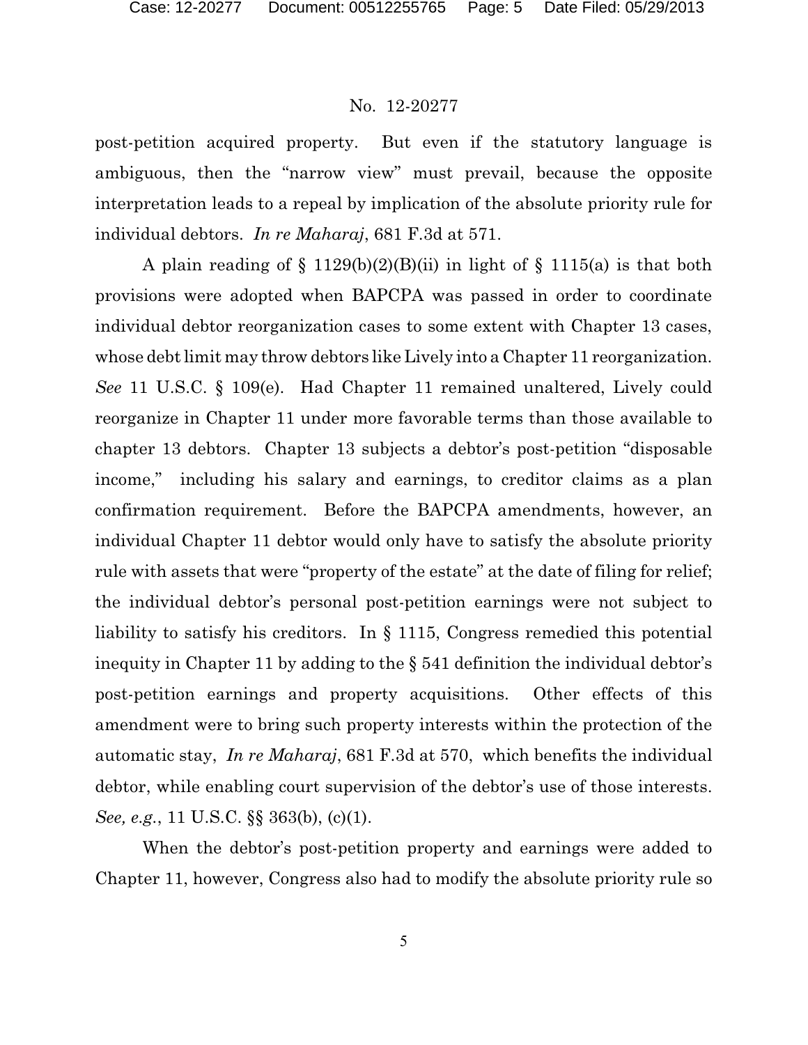post-petition acquired property. But even if the statutory language is ambiguous, then the "narrow view" must prevail, because the opposite interpretation leads to a repeal by implication of the absolute priority rule for individual debtors. *In re Maharaj*, 681 F.3d at 571.

A plain reading of § 1129(b)(2)(B)(ii) in light of § 1115(a) is that both provisions were adopted when BAPCPA was passed in order to coordinate individual debtor reorganization cases to some extent with Chapter 13 cases, whose debt limit may throw debtors like Lively into a Chapter 11 reorganization. *See* 11 U.S.C. § 109(e). Had Chapter 11 remained unaltered, Lively could reorganize in Chapter 11 under more favorable terms than those available to chapter 13 debtors. Chapter 13 subjects a debtor's post-petition "disposable income," including his salary and earnings, to creditor claims as a plan confirmation requirement. Before the BAPCPA amendments, however, an individual Chapter 11 debtor would only have to satisfy the absolute priority rule with assets that were "property of the estate" at the date of filing for relief; the individual debtor's personal post-petition earnings were not subject to liability to satisfy his creditors. In § 1115, Congress remedied this potential inequity in Chapter 11 by adding to the § 541 definition the individual debtor's post-petition earnings and property acquisitions. Other effects of this amendment were to bring such property interests within the protection of the automatic stay, *In re Maharaj*, 681 F.3d at 570, which benefits the individual debtor, while enabling court supervision of the debtor's use of those interests. *See, e.g.*, 11 U.S.C. §§ 363(b), (c)(1).

When the debtor's post-petition property and earnings were added to Chapter 11, however, Congress also had to modify the absolute priority rule so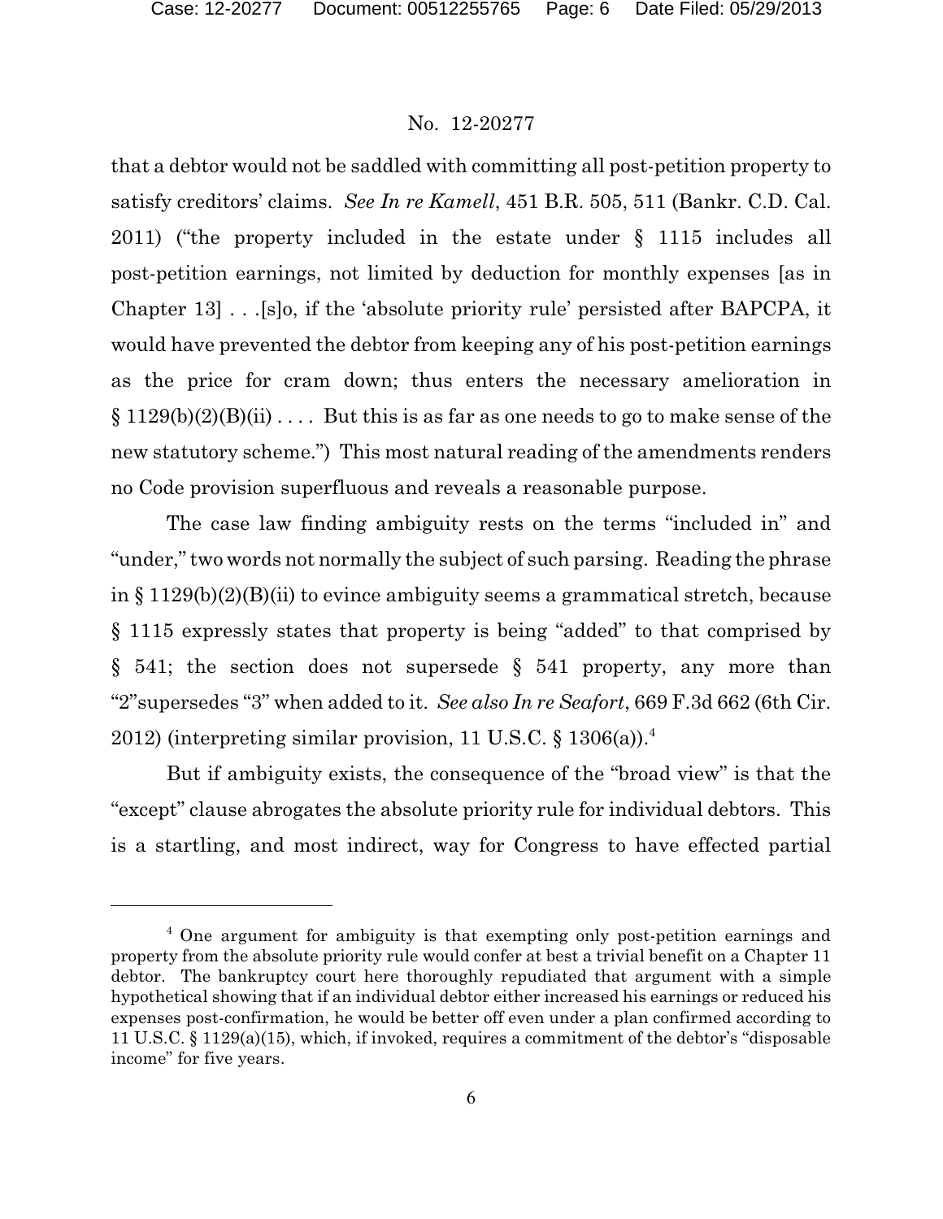that a debtor would not be saddled with committing all post-petition property to satisfy creditors' claims. *See In re Kamell*, 451 B.R. 505, 511 (Bankr. C.D. Cal. 2011) ("the property included in the estate under § 1115 includes all post-petition earnings, not limited by deduction for monthly expenses [as in Chapter 13] . . .[s]o, if the 'absolute priority rule' persisted after BAPCPA, it would have prevented the debtor from keeping any of his post-petition earnings as the price for cram down; thus enters the necessary amelioration in § 1129(b)(2)(B)(ii) . . . . But this is as far as one needs to go to make sense of the new statutory scheme.") This most natural reading of the amendments renders no Code provision superfluous and reveals a reasonable purpose.

The case law finding ambiguity rests on the terms "included in" and "under," two words not normally the subject of such parsing. Reading the phrase in § 1129(b)(2)(B)(ii) to evince ambiguity seems a grammatical stretch, because § 1115 expressly states that property is being "added" to that comprised by § 541; the section does not supersede § 541 property, any more than "2" supersedes "3" when added to it. *See also In re Seafort*, 669 F.3d 662 (6th Cir. 2012) (interpreting similar provision, 11 U.S.C. § 1306(a)).[4]

But if ambiguity exists, the consequence of the "broad view" is that the "except" clause abrogates the absolute priority rule for individual debtors. This is a startling, and most indirect, way for Congress to have effected partial

---

[4] One argument for ambiguity is that exempting only post-petition earnings and property from the absolute priority rule would confer at best a trivial benefit on a Chapter 11 debtor. The bankruptcy court here thoroughly repudiated that argument with a simple hypothetical showing that if an individual debtor either increased his earnings or reduced his expenses post-confirmation, he would be better off even under a plan confirmed according to 11 U.S.C. § 1129(a)(15), which, if invoked, requires a commitment of the debtor's "disposable income" for five years.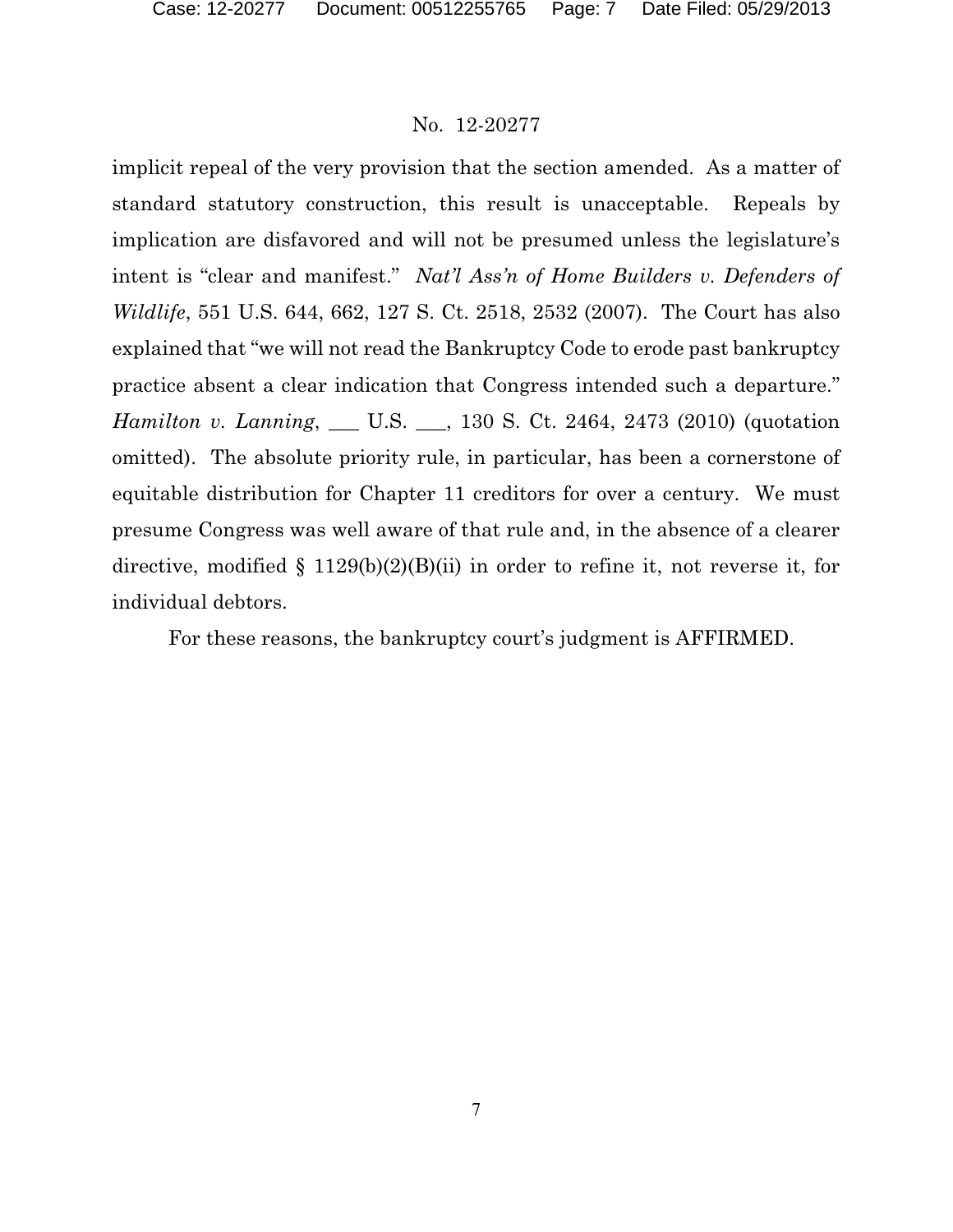implicit repeal of the very provision that the section amended. As a matter of standard statutory construction, this result is unacceptable. Repeals by implication are disfavored and will not be presumed unless the legislature's intent is "clear and manifest." *Nat'l Ass'n of Home Builders v. Defenders of Wildlife*, 551 U.S. 644, 662, 127 S. Ct. 2518, 2532 (2007). The Court has also explained that "we will not read the Bankruptcy Code to erode past bankruptcy practice absent a clear indication that Congress intended such a departure." *Hamilton v. Lanning*, ___ U.S. ___, 130 S. Ct. 2464, 2473 (2010) (quotation omitted). The absolute priority rule, in particular, has been a cornerstone of equitable distribution for Chapter 11 creditors for over a century. We must presume Congress was well aware of that rule and, in the absence of a clearer directive, modified § 1129(b)(2)(B)(ii) in order to refine it, not reverse it, for individual debtors.

For these reasons, the bankruptcy court's judgment is AFFIRMED.